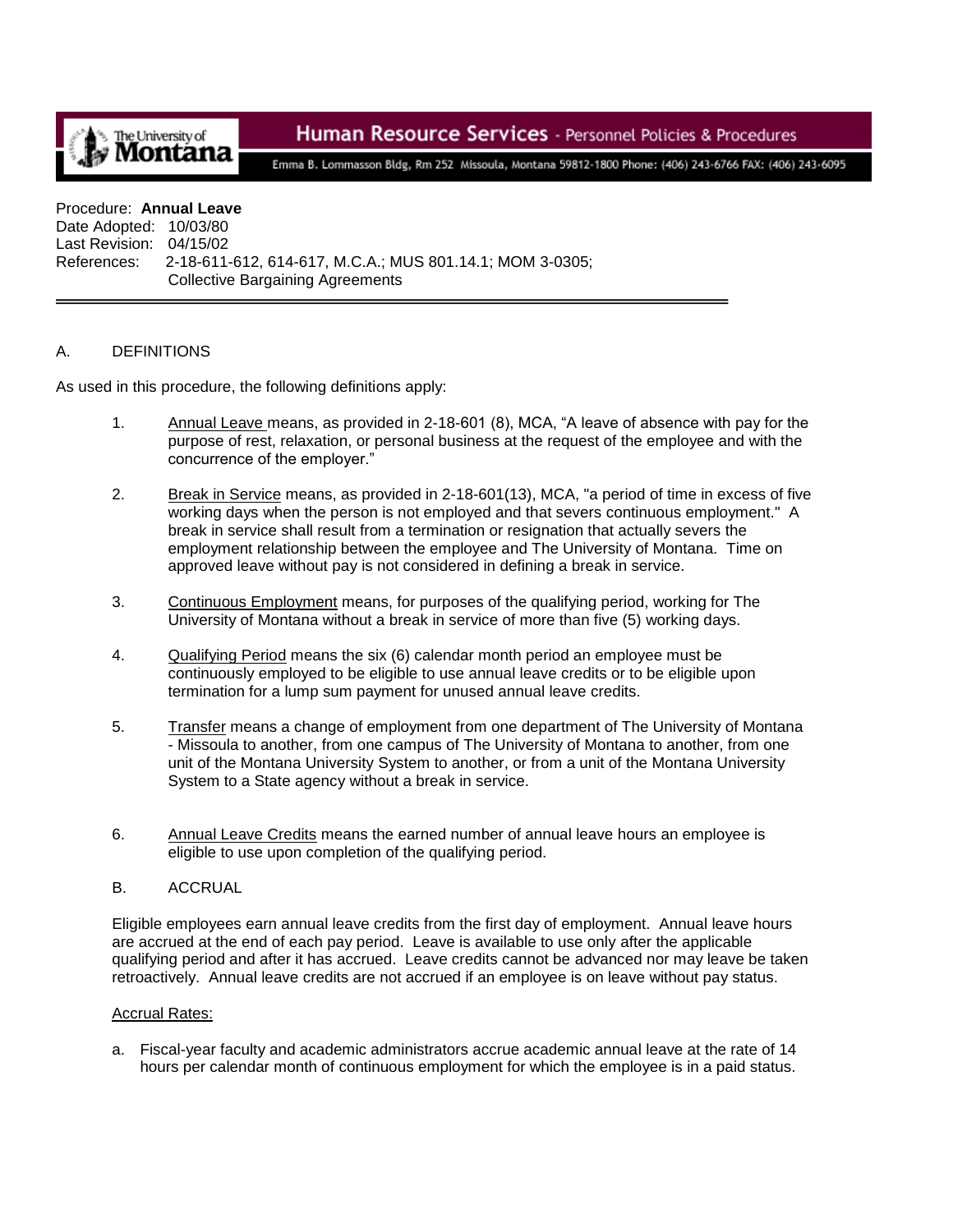The University of Montana

# Human Resource Services - Personnel Policies & Procedures

Emma B. Lommasson Bldg, Rm 252 Missoula, Montana 59812-1800 Phone: (406) 243-6766 FAX: (406) 243-6095

Procedure: **Annual Leave**
Date Adopted: 10/03/80
Last Revision: 04/15/02
References: 2-18-611-612, 614-617, M.C.A.; MUS 801.14.1; MOM 3-0305; Collective Bargaining Agreements

---

## A. DEFINITIONS

As used in this procedure, the following definitions apply:

1. Annual Leave means, as provided in 2-18-601 (8), MCA, "A leave of absence with pay for the purpose of rest, relaxation, or personal business at the request of the employee and with the concurrence of the employer."

2. Break in Service means, as provided in 2-18-601(13), MCA, "a period of time in excess of five working days when the person is not employed and that severs continuous employment." A break in service shall result from a termination or resignation that actually severs the employment relationship between the employee and The University of Montana. Time on approved leave without pay is not considered in defining a break in service.

3. Continuous Employment means, for purposes of the qualifying period, working for The University of Montana without a break in service of more than five (5) working days.

4. Qualifying Period means the six (6) calendar month period an employee must be continuously employed to be eligible to use annual leave credits or to be eligible upon termination for a lump sum payment for unused annual leave credits.

5. Transfer means a change of employment from one department of The University of Montana - Missoula to another, from one campus of The University of Montana to another, from one unit of the Montana University System to another, or from a unit of the Montana University System to a State agency without a break in service.

6. Annual Leave Credits means the earned number of annual leave hours an employee is eligible to use upon completion of the qualifying period.

## B. ACCRUAL

Eligible employees earn annual leave credits from the first day of employment. Annual leave hours are accrued at the end of each pay period. Leave is available to use only after the applicable qualifying period and after it has accrued. Leave credits cannot be advanced nor may leave be taken retroactively. Annual leave credits are not accrued if an employee is on leave without pay status.

Accrual Rates:

a. Fiscal-year faculty and academic administrators accrue academic annual leave at the rate of 14 hours per calendar month of continuous employment for which the employee is in a paid status.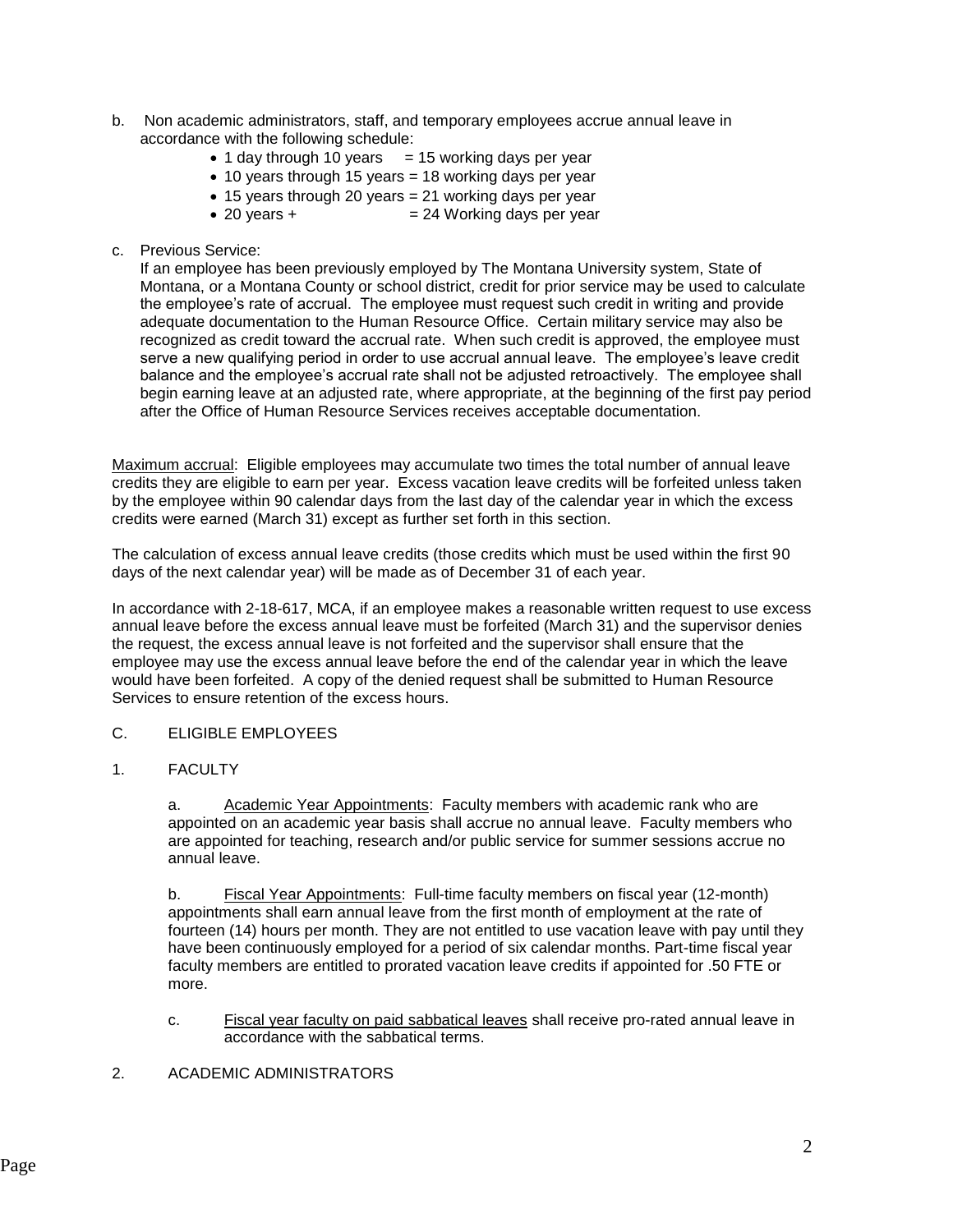b. Non academic administrators, staff, and temporary employees accrue annual leave in accordance with the following schedule:

- 1 day through 10 years = 15 working days per year
- 10 years through 15 years = 18 working days per year
- 15 years through 20 years = 21 working days per year
- 20 years + = 24 Working days per year

c. Previous Service:
If an employee has been previously employed by The Montana University system, State of Montana, or a Montana County or school district, credit for prior service may be used to calculate the employee's rate of accrual. The employee must request such credit in writing and provide adequate documentation to the Human Resource Office. Certain military service may also be recognized as credit toward the accrual rate. When such credit is approved, the employee must serve a new qualifying period in order to use accrual annual leave. The employee's leave credit balance and the employee's accrual rate shall not be adjusted retroactively. The employee shall begin earning leave at an adjusted rate, where appropriate, at the beginning of the first pay period after the Office of Human Resource Services receives acceptable documentation.

Maximum accrual: Eligible employees may accumulate two times the total number of annual leave credits they are eligible to earn per year. Excess vacation leave credits will be forfeited unless taken by the employee within 90 calendar days from the last day of the calendar year in which the excess credits were earned (March 31) except as further set forth in this section.

The calculation of excess annual leave credits (those credits which must be used within the first 90 days of the next calendar year) will be made as of December 31 of each year.

In accordance with 2-18-617, MCA, if an employee makes a reasonable written request to use excess annual leave before the excess annual leave must be forfeited (March 31) and the supervisor denies the request, the excess annual leave is not forfeited and the supervisor shall ensure that the employee may use the excess annual leave before the end of the calendar year in which the leave would have been forfeited. A copy of the denied request shall be submitted to Human Resource Services to ensure retention of the excess hours.

## C. ELIGIBLE EMPLOYEES

### 1. FACULTY

a. Academic Year Appointments: Faculty members with academic rank who are appointed on an academic year basis shall accrue no annual leave. Faculty members who are appointed for teaching, research and/or public service for summer sessions accrue no annual leave.

b. Fiscal Year Appointments: Full-time faculty members on fiscal year (12-month) appointments shall earn annual leave from the first month of employment at the rate of fourteen (14) hours per month. They are not entitled to use vacation leave with pay until they have been continuously employed for a period of six calendar months. Part-time fiscal year faculty members are entitled to prorated vacation leave credits if appointed for .50 FTE or more.

c. Fiscal year faculty on paid sabbatical leaves shall receive pro-rated annual leave in accordance with the sabbatical terms.

### 2. ACADEMIC ADMINISTRATORS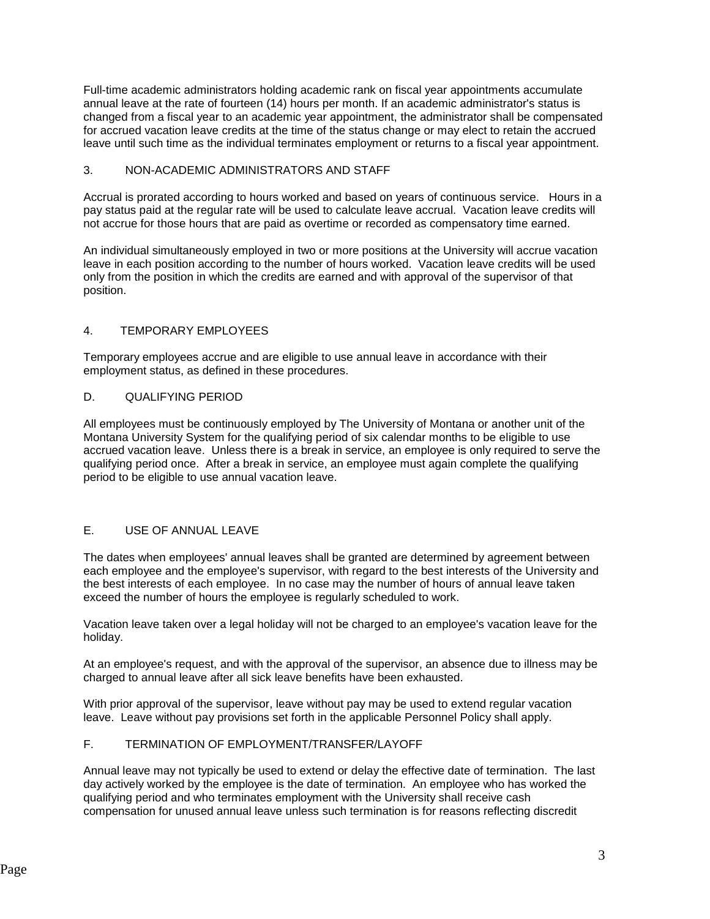Full-time academic administrators holding academic rank on fiscal year appointments accumulate annual leave at the rate of fourteen (14) hours per month. If an academic administrator's status is changed from a fiscal year to an academic year appointment, the administrator shall be compensated for accrued vacation leave credits at the time of the status change or may elect to retain the accrued leave until such time as the individual terminates employment or returns to a fiscal year appointment.

### 3. NON-ACADEMIC ADMINISTRATORS AND STAFF

Accrual is prorated according to hours worked and based on years of continuous service. Hours in a pay status paid at the regular rate will be used to calculate leave accrual. Vacation leave credits will not accrue for those hours that are paid as overtime or recorded as compensatory time earned.

An individual simultaneously employed in two or more positions at the University will accrue vacation leave in each position according to the number of hours worked. Vacation leave credits will be used only from the position in which the credits are earned and with approval of the supervisor of that position.

### 4. TEMPORARY EMPLOYEES

Temporary employees accrue and are eligible to use annual leave in accordance with their employment status, as defined in these procedures.

## D. QUALIFYING PERIOD

All employees must be continuously employed by The University of Montana or another unit of the Montana University System for the qualifying period of six calendar months to be eligible to use accrued vacation leave. Unless there is a break in service, an employee is only required to serve the qualifying period once. After a break in service, an employee must again complete the qualifying period to be eligible to use annual vacation leave.

## E. USE OF ANNUAL LEAVE

The dates when employees' annual leaves shall be granted are determined by agreement between each employee and the employee's supervisor, with regard to the best interests of the University and the best interests of each employee. In no case may the number of hours of annual leave taken exceed the number of hours the employee is regularly scheduled to work.

Vacation leave taken over a legal holiday will not be charged to an employee's vacation leave for the holiday.

At an employee's request, and with the approval of the supervisor, an absence due to illness may be charged to annual leave after all sick leave benefits have been exhausted.

With prior approval of the supervisor, leave without pay may be used to extend regular vacation leave. Leave without pay provisions set forth in the applicable Personnel Policy shall apply.

## F. TERMINATION OF EMPLOYMENT/TRANSFER/LAYOFF

Annual leave may not typically be used to extend or delay the effective date of termination. The last day actively worked by the employee is the date of termination. An employee who has worked the qualifying period and who terminates employment with the University shall receive cash compensation for unused annual leave unless such termination is for reasons reflecting discredit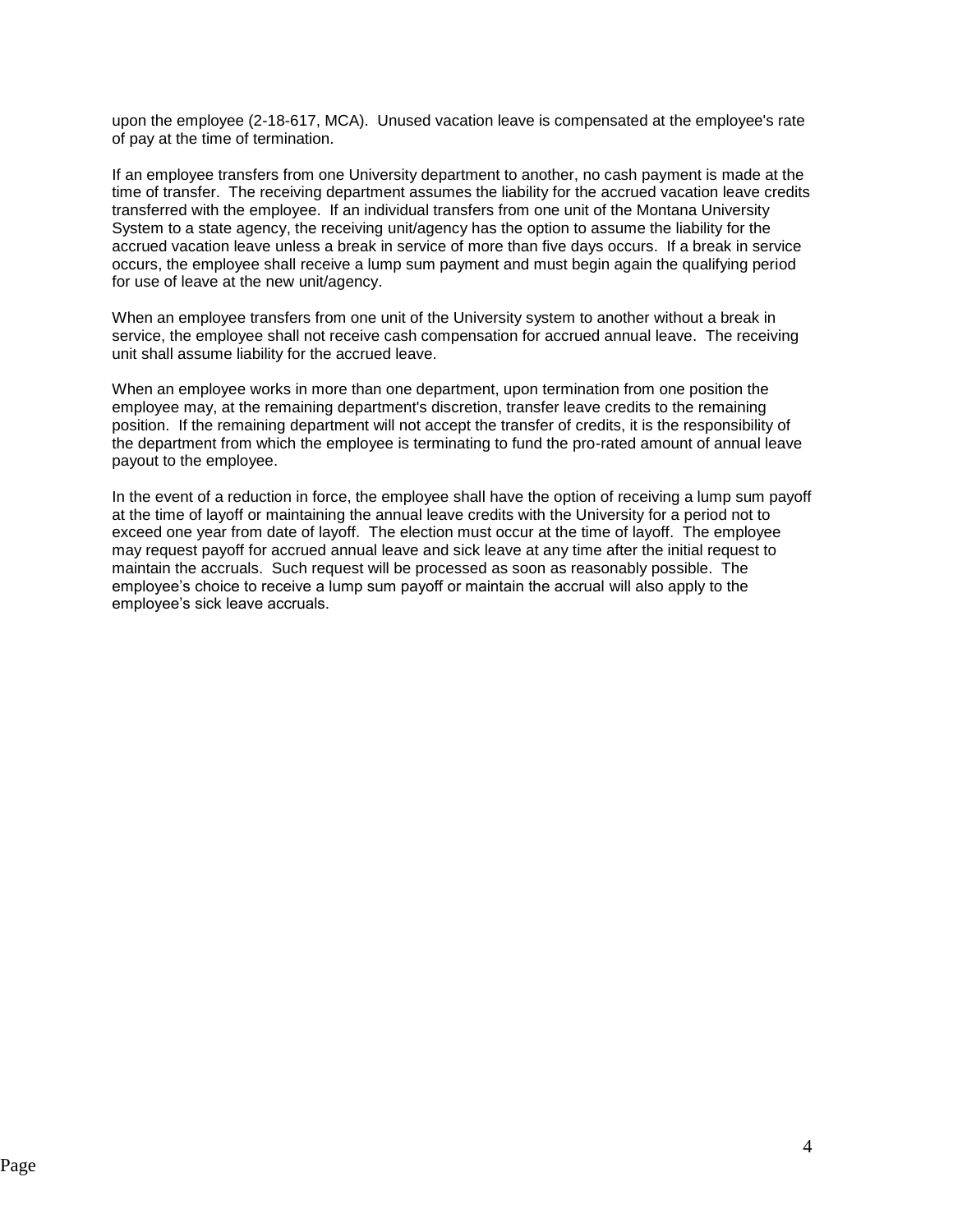upon the employee (2-18-617, MCA). Unused vacation leave is compensated at the employee's rate of pay at the time of termination.

If an employee transfers from one University department to another, no cash payment is made at the time of transfer. The receiving department assumes the liability for the accrued vacation leave credits transferred with the employee. If an individual transfers from one unit of the Montana University System to a state agency, the receiving unit/agency has the option to assume the liability for the accrued vacation leave unless a break in service of more than five days occurs. If a break in service occurs, the employee shall receive a lump sum payment and must begin again the qualifying period for use of leave at the new unit/agency.

When an employee transfers from one unit of the University system to another without a break in service, the employee shall not receive cash compensation for accrued annual leave. The receiving unit shall assume liability for the accrued leave.

When an employee works in more than one department, upon termination from one position the employee may, at the remaining department's discretion, transfer leave credits to the remaining position. If the remaining department will not accept the transfer of credits, it is the responsibility of the department from which the employee is terminating to fund the pro-rated amount of annual leave payout to the employee.

In the event of a reduction in force, the employee shall have the option of receiving a lump sum payoff at the time of layoff or maintaining the annual leave credits with the University for a period not to exceed one year from date of layoff. The election must occur at the time of layoff. The employee may request payoff for accrued annual leave and sick leave at any time after the initial request to maintain the accruals. Such request will be processed as soon as reasonably possible. The employee's choice to receive a lump sum payoff or maintain the accrual will also apply to the employee's sick leave accruals.